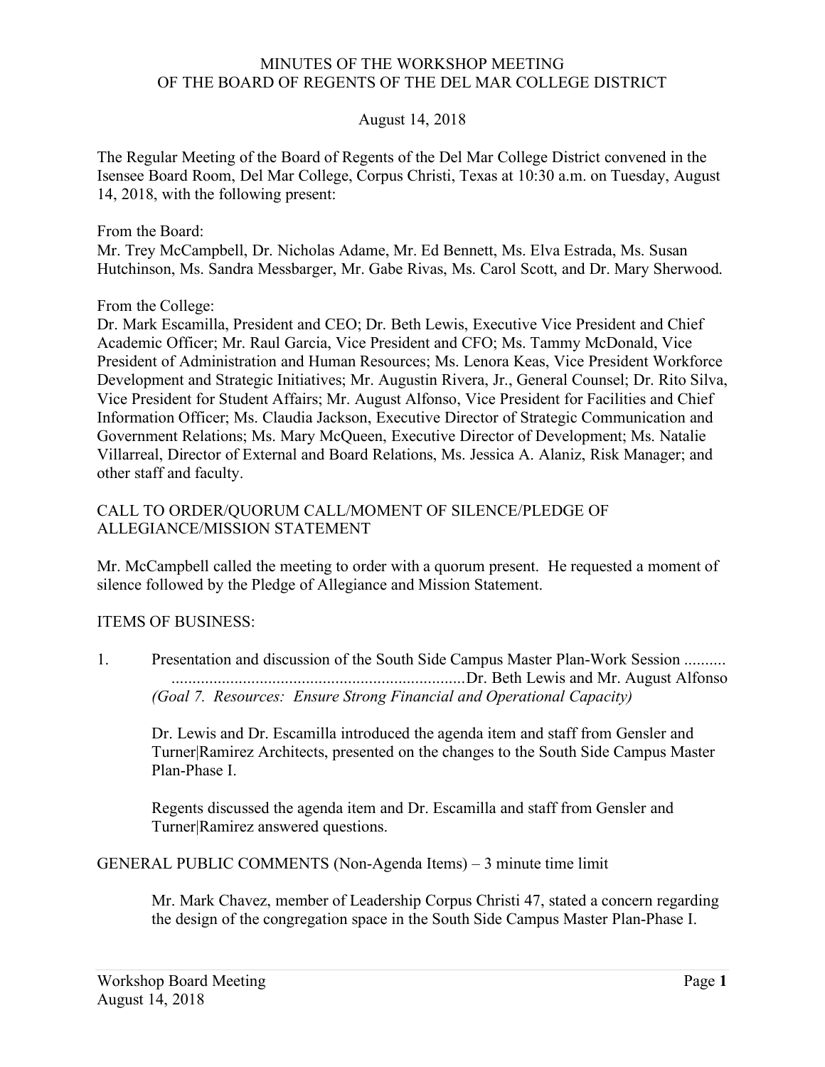# MINUTES OF THE WORKSHOP MEETING OF THE BOARD OF REGENTS OF THE DEL MAR COLLEGE DISTRICT

August 14, 2018

The Regular Meeting of the Board of Regents of the Del Mar College District convened in the Isensee Board Room, Del Mar College, Corpus Christi, Texas at 10:30 a.m. on Tuesday, August 14, 2018, with the following present:

From the Board:
Mr. Trey McCampbell, Dr. Nicholas Adame, Mr. Ed Bennett, Ms. Elva Estrada, Ms. Susan Hutchinson, Ms. Sandra Messbarger, Mr. Gabe Rivas, Ms. Carol Scott, and Dr. Mary Sherwood.

From the College:
Dr. Mark Escamilla, President and CEO; Dr. Beth Lewis, Executive Vice President and Chief Academic Officer; Mr. Raul Garcia, Vice President and CFO; Ms. Tammy McDonald, Vice President of Administration and Human Resources; Ms. Lenora Keas, Vice President Workforce Development and Strategic Initiatives; Mr. Augustin Rivera, Jr., General Counsel; Dr. Rito Silva, Vice President for Student Affairs; Mr. August Alfonso, Vice President for Facilities and Chief Information Officer; Ms. Claudia Jackson, Executive Director of Strategic Communication and Government Relations; Ms. Mary McQueen, Executive Director of Development; Ms. Natalie Villarreal, Director of External and Board Relations, Ms. Jessica A. Alaniz, Risk Manager; and other staff and faculty.

## CALL TO ORDER/QUORUM CALL/MOMENT OF SILENCE/PLEDGE OF ALLEGIANCE/MISSION STATEMENT

Mr. McCampbell called the meeting to order with a quorum present. He requested a moment of silence followed by the Pledge of Allegiance and Mission Statement.

## ITEMS OF BUSINESS:

1. Presentation and discussion of the South Side Campus Master Plan-Work Session .......... ......................................................................Dr. Beth Lewis and Mr. August Alfonso
   *(Goal 7. Resources: Ensure Strong Financial and Operational Capacity)*

   Dr. Lewis and Dr. Escamilla introduced the agenda item and staff from Gensler and Turner|Ramirez Architects, presented on the changes to the South Side Campus Master Plan-Phase I.

   Regents discussed the agenda item and Dr. Escamilla and staff from Gensler and Turner|Ramirez answered questions.

## GENERAL PUBLIC COMMENTS (Non-Agenda Items) – 3 minute time limit

Mr. Mark Chavez, member of Leadership Corpus Christi 47, stated a concern regarding the design of the congregation space in the South Side Campus Master Plan-Phase I.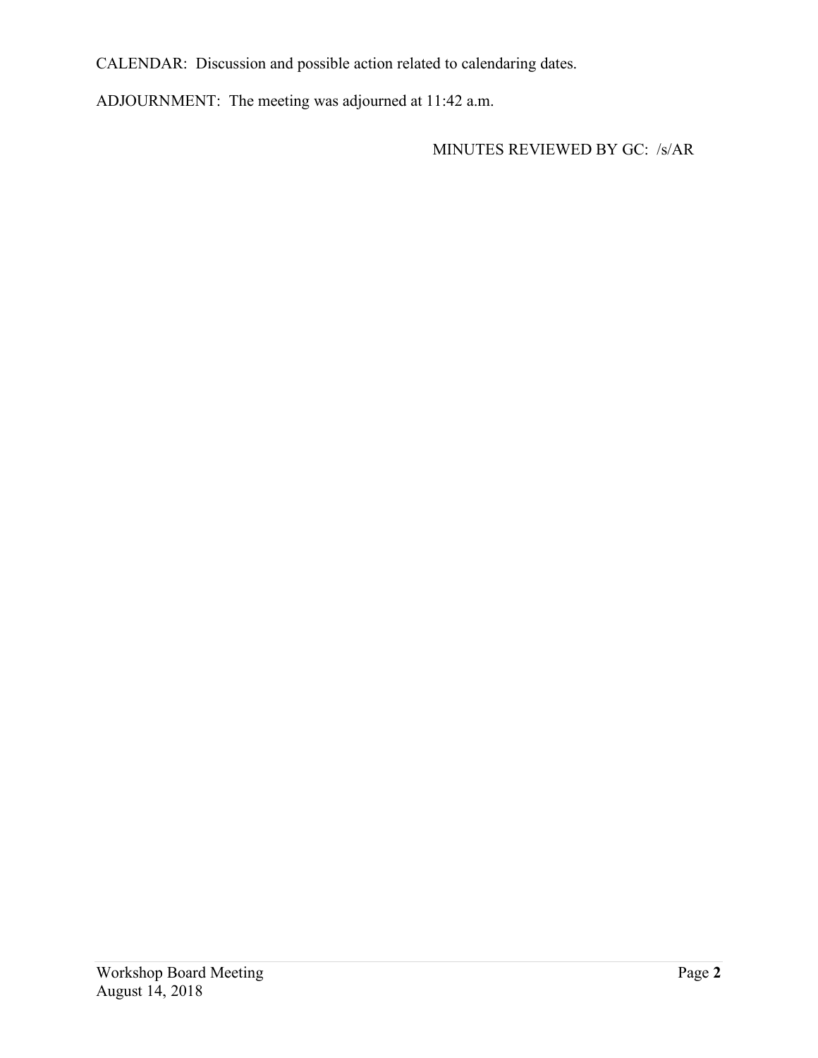CALENDAR: Discussion and possible action related to calendaring dates.

ADJOURNMENT: The meeting was adjourned at 11:42 a.m.

MINUTES REVIEWED BY GC: /s/AR